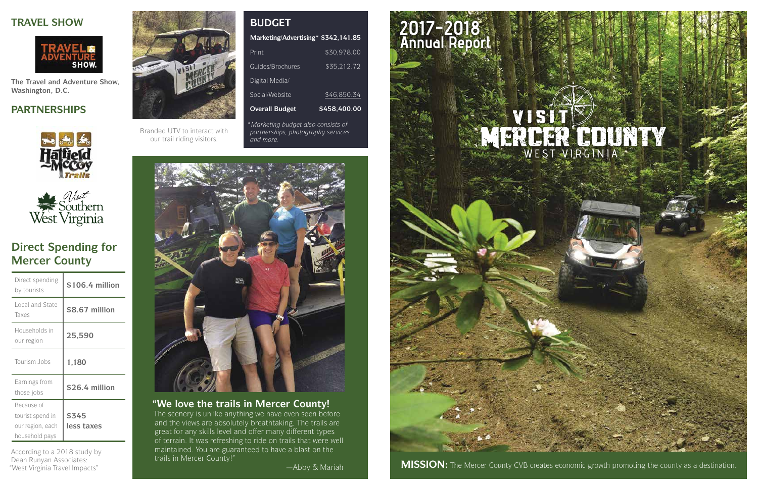## TRAVEL SHOW

The Travel and Adventure Show, Washington, D.C.

## PARTNERSHIPS

## Direct Spending for Mercer County

| | |
|---|---|
| Direct spending by tourists | **$106.4 million** |
| Local and State Taxes | **$8.67 million** |
| Households in our region | **25,590** |
| Tourism Jobs | **1,180** |
| Earnings from those jobs | **$26.4 million** |
| Because of tourist spend in our region, each household pays | **$345 less taxes** |

According to a 2018 study by Dean Runyan Associates: "West Virginia Travel Impacts"

Branded UTV to interact with our trail riding visitors.

## BUDGET

| | |
|---|---|
| **Marketing/Advertising*** | **$342,141.85** |
| Print | $30,978.00 |
| Guides/Brochures | $35,212.72 |
| Digital Media/ Social/Website | $46,850.34 |
| **Overall Budget** | **$458,400.00** |

**Marketing budget also consists of partnerships, photography services and more.*

### "We love the trails in Mercer County!

The scenery is unlike anything we have even seen before and the views are absolutely breathtaking. The trails are great for any skills level and offer many different types of terrain. It was refreshing to ride on trails that were well maintained. You are guaranteed to have a blast on the trails in Mercer County!"

—Abby & Mariah

# 2017-2018 Annual Report

VISIT MERCER COUNTY WEST VIRGINIA

**MISSION:** The Mercer County CVB creates economic growth promoting the county as a destination.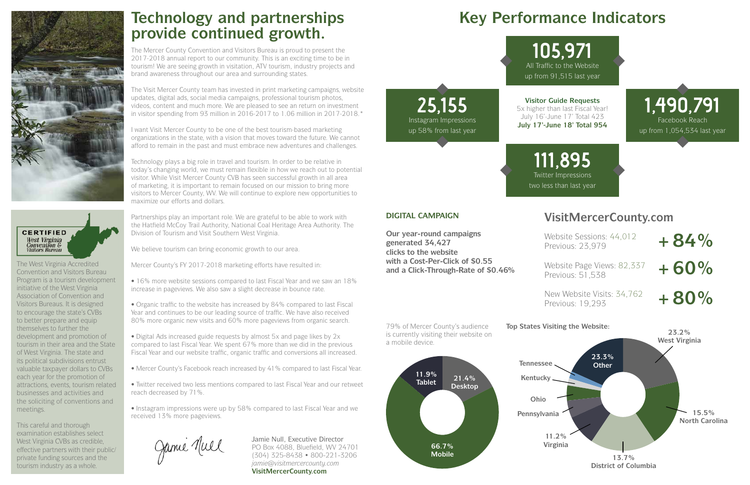# Technology and partnerships provide continued growth.

The Mercer County Convention and Visitors Bureau is proud to present the 2017-2018 annual report to our community. This is an exciting time to be in tourism! We are seeing growth in visitation, ATV tourism, industry projects and brand awareness throughout our area and surrounding states.

The Visit Mercer County team has invested in print marketing campaigns, website updates, digital ads, social media campaigns, professional tourism photos, videos, content and much more. We are pleased to see an return on investment in visitor spending from 93 million in 2016-2017 to 1.06 million in 2017-2018.*

I want Visit Mercer County to be one of the best tourism-based marketing organizations in the state, with a vision that moves toward the future. We cannot afford to remain in the past and must embrace new adventures and challenges.

Technology plays a big role in travel and tourism. In order to be relative in today's changing world, we must remain flexible in how we reach out to potential visitor. While Visit Mercer County CVB has seen successful growth in all area of marketing, it is important to remain focused on our mission to bring more visitors to Mercer County, WV. We will continue to explore new opportunities to maximize our efforts and dollars.

Partnerships play an important role. We are grateful to be able to work with the Hatfield McCoy Trail Authority, National Coal Heritage Area Authority. The Division of Tourism and Visit Southern West Virginia.

We believe tourism can bring economic growth to our area.

Mercer County's FY 2017-2018 marketing efforts have resulted in:

- 16% more website sessions compared to last Fiscal Year and we saw an 18% increase in pageviews. We also saw a slight decrease in bounce rate.
- Organic traffic to the website has increased by 84% compared to last Fiscal Year and continues to be our leading source of traffic. We have also received 80% more organic new visits and 60% more pageviews from organic search.
- Digital Ads increased guide requests by almost 5x and page likes by 2x compared to last Fiscal Year. We spent 67% more than we did in the previous Fiscal Year and our website traffic, organic traffic and conversions all increased.
- Mercer County's Facebook reach increased by 41% compared to last Fiscal Year.
- Twitter received two less mentions compared to last Fiscal Year and our retweet reach decreased by 71%.
- Instagram impressions were up by 58% compared to last Fiscal Year and we received 13% more pageviews.

Jamie Null, Executive Director
PO Box 4088, Bluefield, WV 24701
(304) 325-8438 • 800-221-3206
*jamie@visitmercercounty.com*
**VisitMercerCounty.com**

**CERTIFIED**
*West Virginia Convention & Visitors Bureau*

The West Virginia Accredited Convention and Visitors Bureau Program is a tourism development initiative of the West Virginia Association of Convention and Visitors Bureaus. It is designed to encourage the state's CVBs to better prepare and equip themselves to further the development and promotion of tourism in their area and the State of West Virginia. The state and its political subdivisions entrust valuable taxpayer dollars to CVBs each year for the promotion of attractions, events, tourism related businesses and activities and the soliciting of conventions and meetings.

This careful and thorough examination establishes select West Virginia CVBs as credible, effective partners with their public/private funding sources and the tourism industry as a whole.

# Key Performance Indicators

**105,971**
All Traffic to the Website
up from 91,515 last year

**25,155**
Instagram Impressions
up 58% from last year

**Visitor Guide Requests**
5x higher than last Fiscal Year!
July 16'-June 17' Total 423
**July 17'-June 18' Total 954**

**1,490,791**
Facebook Reach
up from 1,054,534 last year

**111,895**
Twitter Impressions
two less than last year

## DIGITAL CAMPAIGN

**Our year-round campaigns generated 34,427 clicks to the website with a Cost-Per-Click of $0.55 and a Click-Through-Rate of $0.46%**

## VisitMercerCounty.com

Website Sessions: 44,012
Previous: 23,979
**+84%**

Website Page Views: 82,337
Previous: 51,538
**+60%**

New Website Visits: 34,762
Previous: 19,293
**+80%**

79% of Mercer County's audience is currently visiting their website on a mobile device.

11.9% Tablet
21.4% Desktop
66.7% Mobile

**Top States Visiting the Website:**

23.3% Other
23.2% West Virginia
15.5% North Carolina
13.7% District of Columbia
11.2% Virginia
Pennsylvania
Ohio
Kentucky
Tennessee